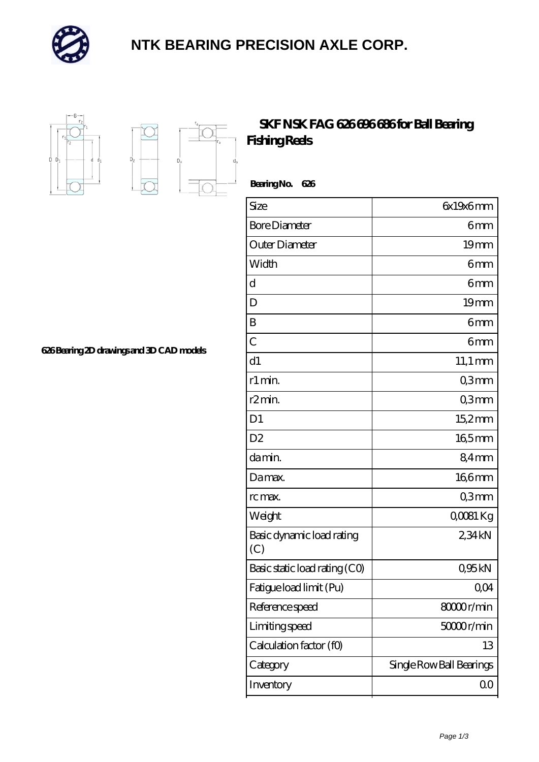# NTK BEARING PRECISION AXLE CORP.

## SKF NSK FAG 626 696 686 for Ball Bearing Fishing Reels

626 Bearing 2D drawings and 3D CAD models

**Bearing No. 626**

| | |
|---|---|
| Size | 6x19x6 mm |
| Bore Diameter | 6 mm |
| Outer Diameter | 19 mm |
| Width | 6 mm |
| d | 6 mm |
| D | 19 mm |
| B | 6 mm |
| C | 6 mm |
| d1 | 11,1 mm |
| r1 min. | 0,3 mm |
| r2 min. | 0,3 mm |
| D1 | 15,2 mm |
| D2 | 16,5 mm |
| da min. | 8,4 mm |
| Da max. | 16,6 mm |
| rc max. | 0,3 mm |
| Weight | 0,0081 Kg |
| Basic dynamic load rating (C) | 2,34 kN |
| Basic static load rating (C0) | 0,95 kN |
| Fatigue load limit (Pu) | 0,04 |
| Reference speed | 80000 r/min |
| Limiting speed | 50000 r/min |
| Calculation factor (f0) | 13 |
| Category | Single Row Ball Bearings |
| Inventory | 0.0 |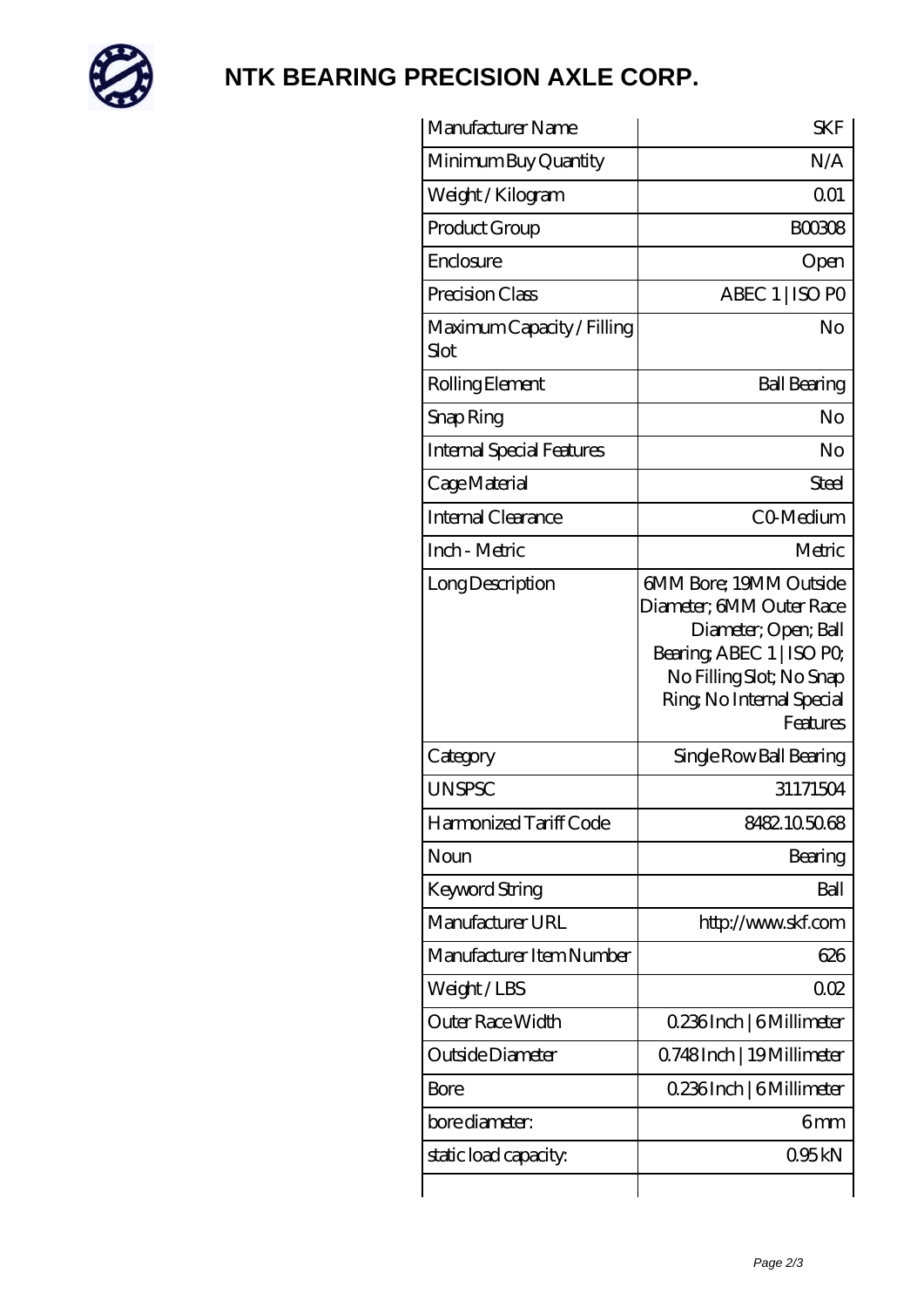# NTK BEARING PRECISION AXLE CORP.

| Manufacturer Name | SKF |
|---|---|
| Minimum Buy Quantity | N/A |
| Weight / Kilogram | 0.01 |
| Product Group | B00308 |
| Enclosure | Open |
| Precision Class | ABEC 1 \| ISO P0 |
| Maximum Capacity / Filling Slot | No |
| Rolling Element | Ball Bearing |
| Snap Ring | No |
| Internal Special Features | No |
| Cage Material | Steel |
| Internal Clearance | C0-Medium |
| Inch - Metric | Metric |
| Long Description | 6MM Bore; 19MM Outside Diameter; 6MM Outer Race Diameter; Open; Ball Bearing; ABEC 1 \| ISO P0; No Filling Slot; No Snap Ring; No Internal Special Features |
| Category | Single Row Ball Bearing |
| UNSPSC | 31171504 |
| Harmonized Tariff Code | 8482.10.50.68 |
| Noun | Bearing |
| Keyword String | Ball |
| Manufacturer URL | http://www.skf.com |
| Manufacturer Item Number | 626 |
| Weight / LBS | 0.02 |
| Outer Race Width | 0.236 Inch \| 6 Millimeter |
| Outside Diameter | 0.748 Inch \| 19 Millimeter |
| Bore | 0.236 Inch \| 6 Millimeter |
| bore diameter: | 6 mm |
| static load capacity: | 0.95 kN |
| | |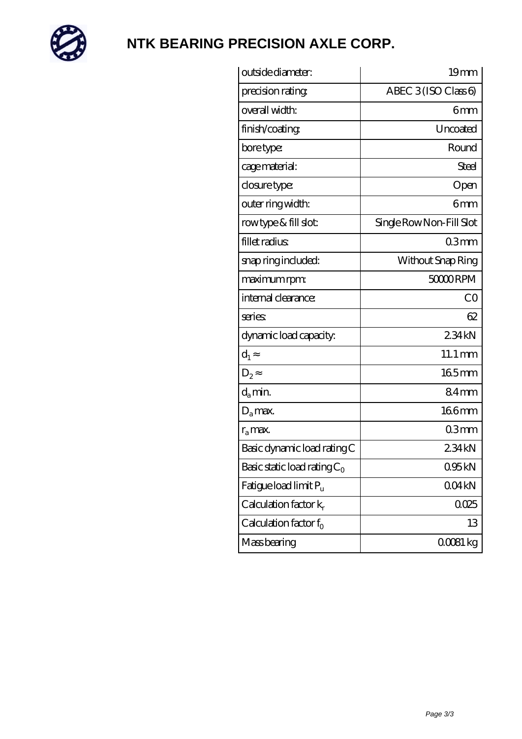# NTK BEARING PRECISION AXLE CORP.

| | |
|---|---|
| outside diameter: | 19 mm |
| precision rating: | ABEC 3 (ISO Class 6) |
| overall width: | 6 mm |
| finish/coating: | Uncoated |
| bore type: | Round |
| cage material: | Steel |
| closure type: | Open |
| outer ring width: | 6 mm |
| row type & fill slot: | Single Row Non-Fill Slot |
| fillet radius: | 0.3 mm |
| snap ring included: | Without Snap Ring |
| maximum rpm: | 50000 RPM |
| internal clearance: | C0 |
| series: | 62 |
| dynamic load capacity: | 2.34 kN |
| $d_1 \approx$ | 11.1 mm |
| $D_2 \approx$ | 16.5 mm |
| $d_a$ min. | 8.4 mm |
| $D_a$ max. | 16.6 mm |
| $r_a$ max. | 0.3 mm |
| Basic dynamic load rating C | 2.34 kN |
| Basic static load rating $C_0$ | 0.95 kN |
| Fatigue load limit $P_u$ | 0.04 kN |
| Calculation factor $k_r$ | 0.025 |
| Calculation factor $f_0$ | 13 |
| Mass bearing | 0.0081 kg |